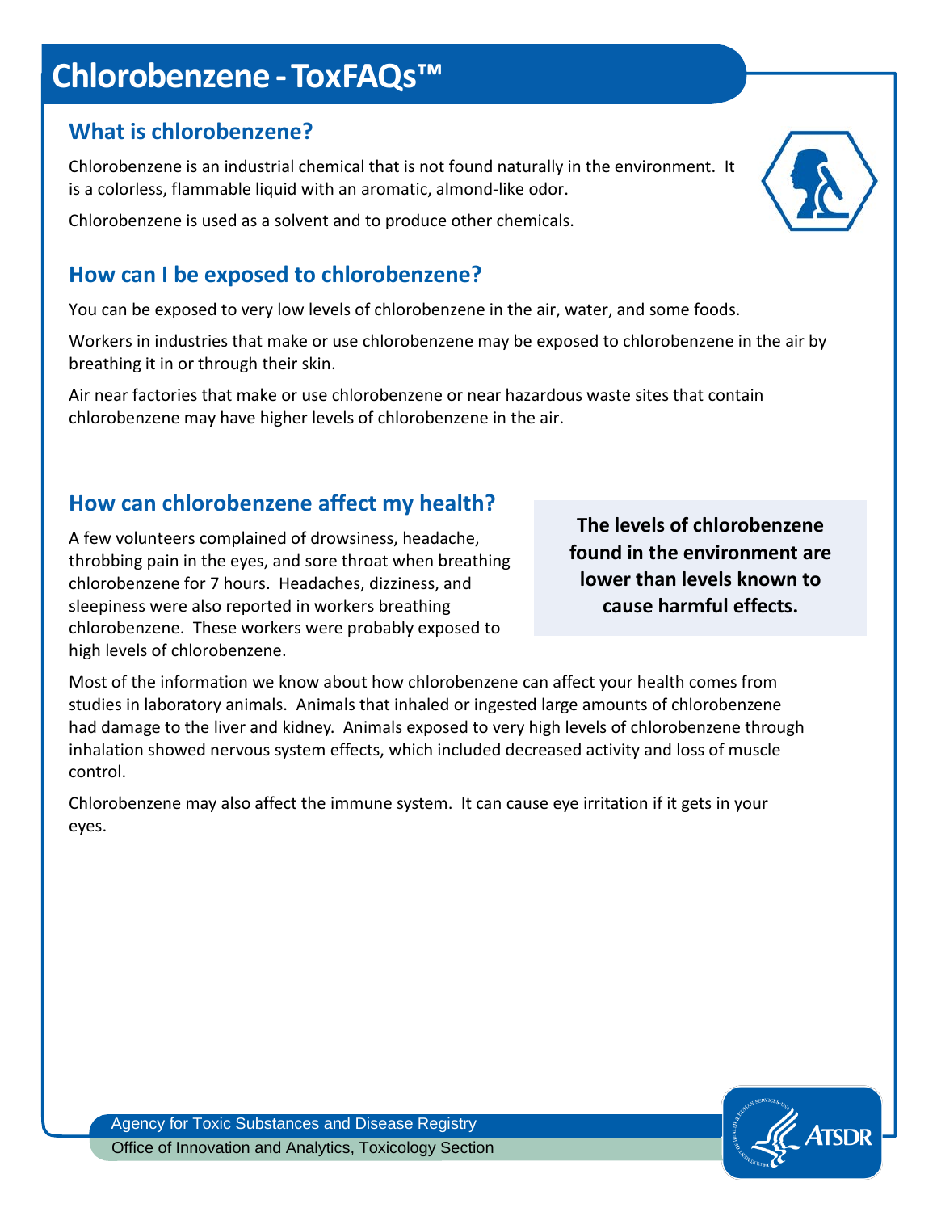# Chlorobenzene - ToxFAQs™

## What is chlorobenzene?

Chlorobenzene is an industrial chemical that is not found naturally in the environment. It is a colorless, flammable liquid with an aromatic, almond-like odor.

Chlorobenzene is used as a solvent and to produce other chemicals.

## How can I be exposed to chlorobenzene?

You can be exposed to very low levels of chlorobenzene in the air, water, and some foods.

Workers in industries that make or use chlorobenzene may be exposed to chlorobenzene in the air by breathing it in or through their skin.

Air near factories that make or use chlorobenzene or near hazardous waste sites that contain chlorobenzene may have higher levels of chlorobenzene in the air.

## How can chlorobenzene affect my health?

**The levels of chlorobenzene found in the environment are lower than levels known to cause harmful effects.**

A few volunteers complained of drowsiness, headache, throbbing pain in the eyes, and sore throat when breathing chlorobenzene for 7 hours. Headaches, dizziness, and sleepiness were also reported in workers breathing chlorobenzene. These workers were probably exposed to high levels of chlorobenzene.

Most of the information we know about how chlorobenzene can affect your health comes from studies in laboratory animals. Animals that inhaled or ingested large amounts of chlorobenzene had damage to the liver and kidney. Animals exposed to very high levels of chlorobenzene through inhalation showed nervous system effects, which included decreased activity and loss of muscle control.

Chlorobenzene may also affect the immune system. It can cause eye irritation if it gets in your eyes.

Agency for Toxic Substances and Disease Registry
Office of Innovation and Analytics, Toxicology Section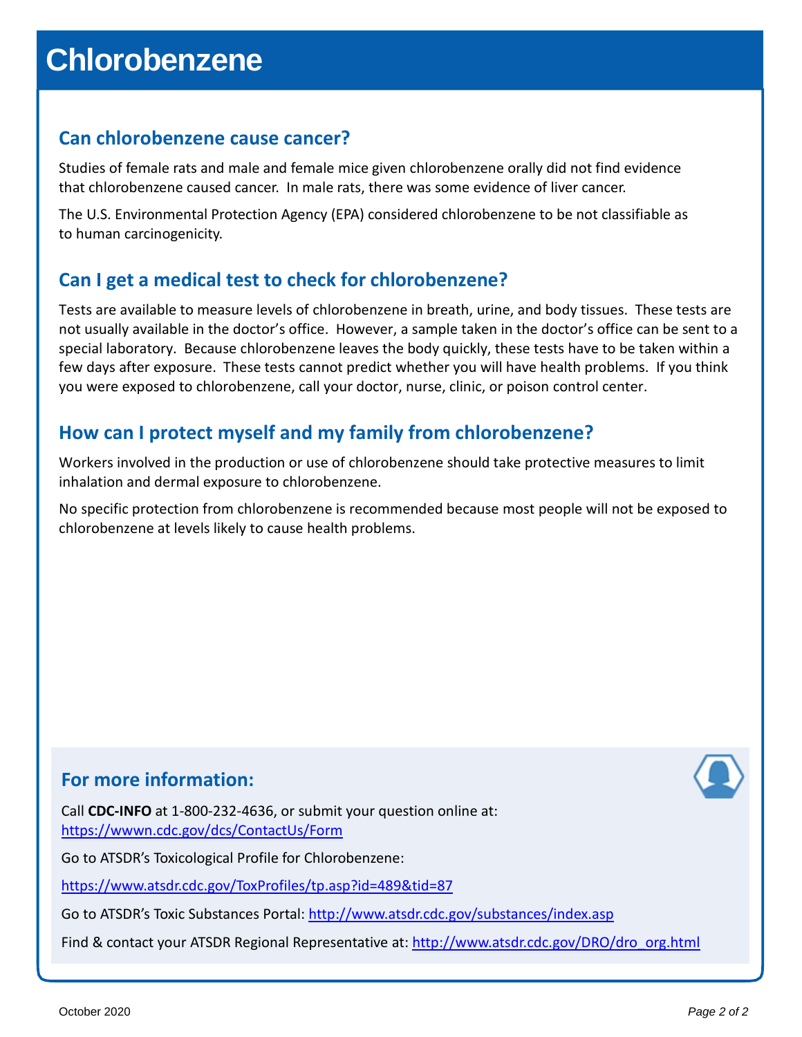# Chlorobenzene

## Can chlorobenzene cause cancer?

Studies of female rats and male and female mice given chlorobenzene orally did not find evidence that chlorobenzene caused cancer. In male rats, there was some evidence of liver cancer.

The U.S. Environmental Protection Agency (EPA) considered chlorobenzene to be not classifiable as to human carcinogenicity.

## Can I get a medical test to check for chlorobenzene?

Tests are available to measure levels of chlorobenzene in breath, urine, and body tissues. These tests are not usually available in the doctor's office. However, a sample taken in the doctor's office can be sent to a special laboratory. Because chlorobenzene leaves the body quickly, these tests have to be taken within a few days after exposure. These tests cannot predict whether you will have health problems. If you think you were exposed to chlorobenzene, call your doctor, nurse, clinic, or poison control center.

## How can I protect myself and my family from chlorobenzene?

Workers involved in the production or use of chlorobenzene should take protective measures to limit inhalation and dermal exposure to chlorobenzene.

No specific protection from chlorobenzene is recommended because most people will not be exposed to chlorobenzene at levels likely to cause health problems.

## For more information:

Call **CDC-INFO** at 1-800-232-4636, or submit your question online at: https://wwwn.cdc.gov/dcs/ContactUs/Form

Go to ATSDR's Toxicological Profile for Chlorobenzene:

https://www.atsdr.cdc.gov/ToxProfiles/tp.asp?id=489&tid=87

Go to ATSDR's Toxic Substances Portal: http://www.atsdr.cdc.gov/substances/index.asp

Find & contact your ATSDR Regional Representative at: http://www.atsdr.cdc.gov/DRO/dro_org.html

October 2020